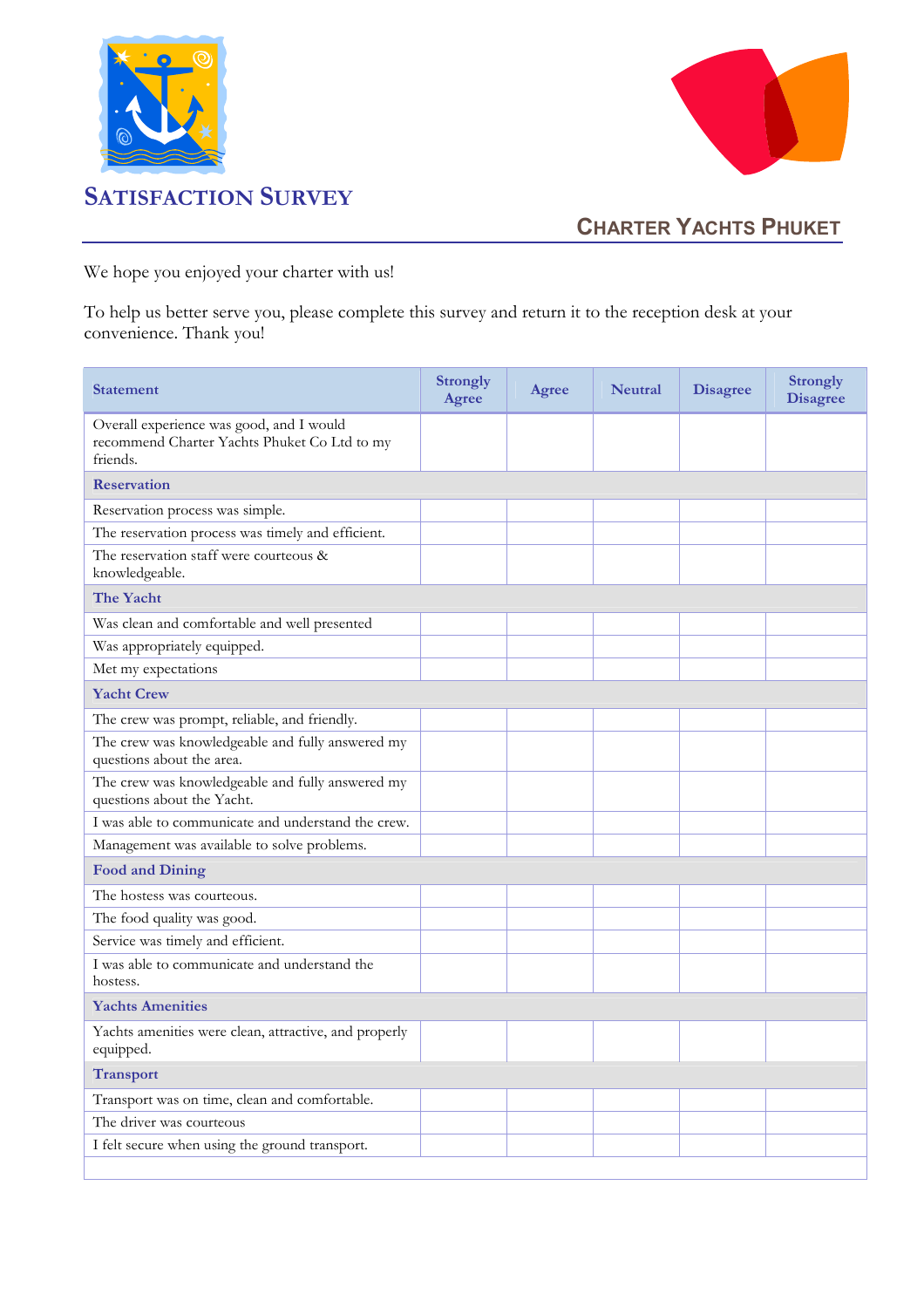# Satisfaction Survey

## Charter Yachts Phuket

We hope you enjoyed your charter with us!

To help us better serve you, please complete this survey and return it to the reception desk at your convenience. Thank you!

| Statement | Strongly Agree | Agree | Neutral | Disagree | Strongly Disagree |
|---|---|---|---|---|---|
| Overall experience was good, and I would recommend Charter Yachts Phuket Co Ltd to my friends. | | | | | |
| **Reservation** | | | | | |
| Reservation process was simple. | | | | | |
| The reservation process was timely and efficient. | | | | | |
| The reservation staff were courteous & knowledgeable. | | | | | |
| **The Yacht** | | | | | |
| Was clean and comfortable and well presented | | | | | |
| Was appropriately equipped. | | | | | |
| Met my expectations | | | | | |
| **Yacht Crew** | | | | | |
| The crew was prompt, reliable, and friendly. | | | | | |
| The crew was knowledgeable and fully answered my questions about the area. | | | | | |
| The crew was knowledgeable and fully answered my questions about the Yacht. | | | | | |
| I was able to communicate and understand the crew. | | | | | |
| Management was available to solve problems. | | | | | |
| **Food and Dining** | | | | | |
| The hostess was courteous. | | | | | |
| The food quality was good. | | | | | |
| Service was timely and efficient. | | | | | |
| I was able to communicate and understand the hostess. | | | | | |
| **Yachts Amenities** | | | | | |
| Yachts amenities were clean, attractive, and properly equipped. | | | | | |
| **Transport** | | | | | |
| Transport was on time, clean and comfortable. | | | | | |
| The driver was courteous | | | | | |
| I felt secure when using the ground transport. | | | | | |
| | | | | | |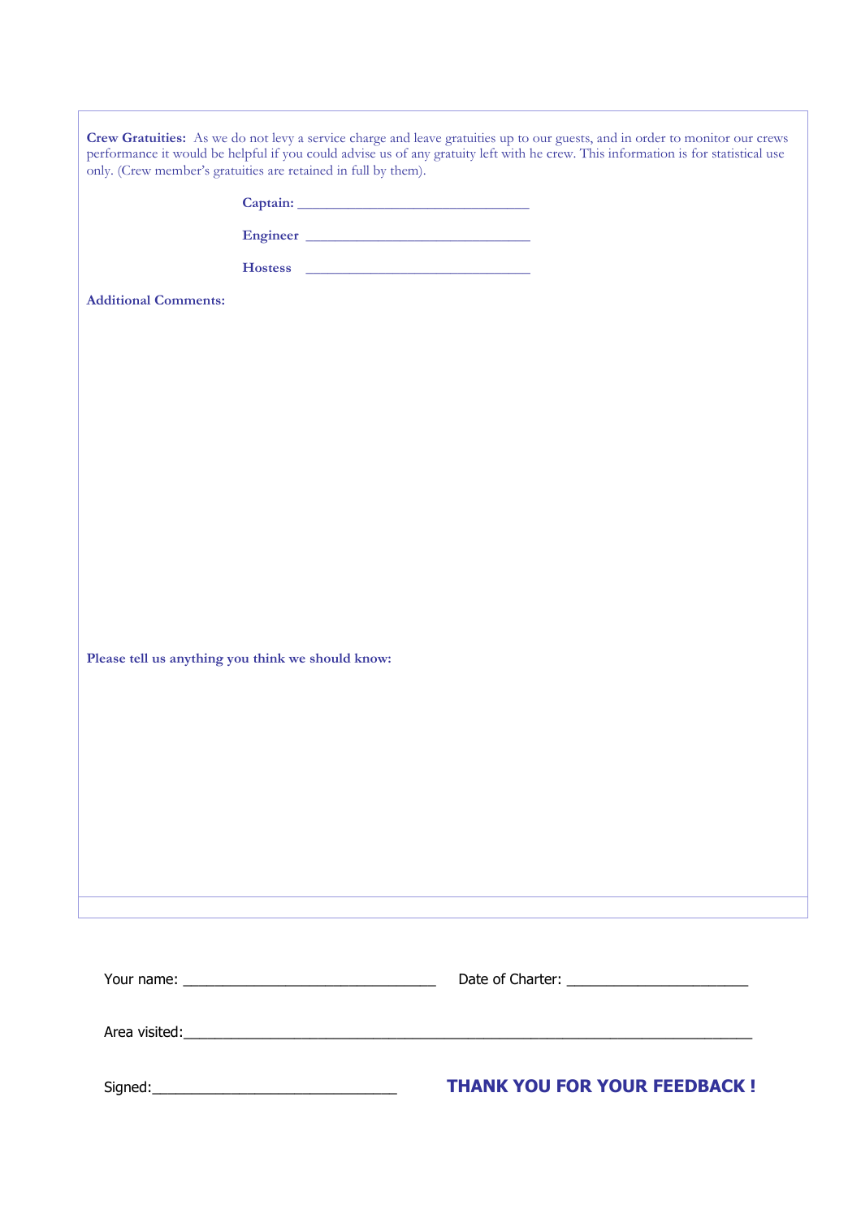**Crew Gratuities:** As we do not levy a service charge and leave gratuities up to our guests, and in order to monitor our crews performance it would be helpful if you could advise us of any gratuity left with he crew. This information is for statistical use only. (Crew member's gratuities are retained in full by them).

**Captain:** ______________________________

**Engineer** ______________________________

**Hostess** ______________________________

**Additional Comments:**

**Please tell us anything you think we should know:**

Your name: ________________________________ Date of Charter: _______________________

Area visited:_____________________________________________________________________________

Signed:________________________________

**THANK YOU FOR YOUR FEEDBACK !**